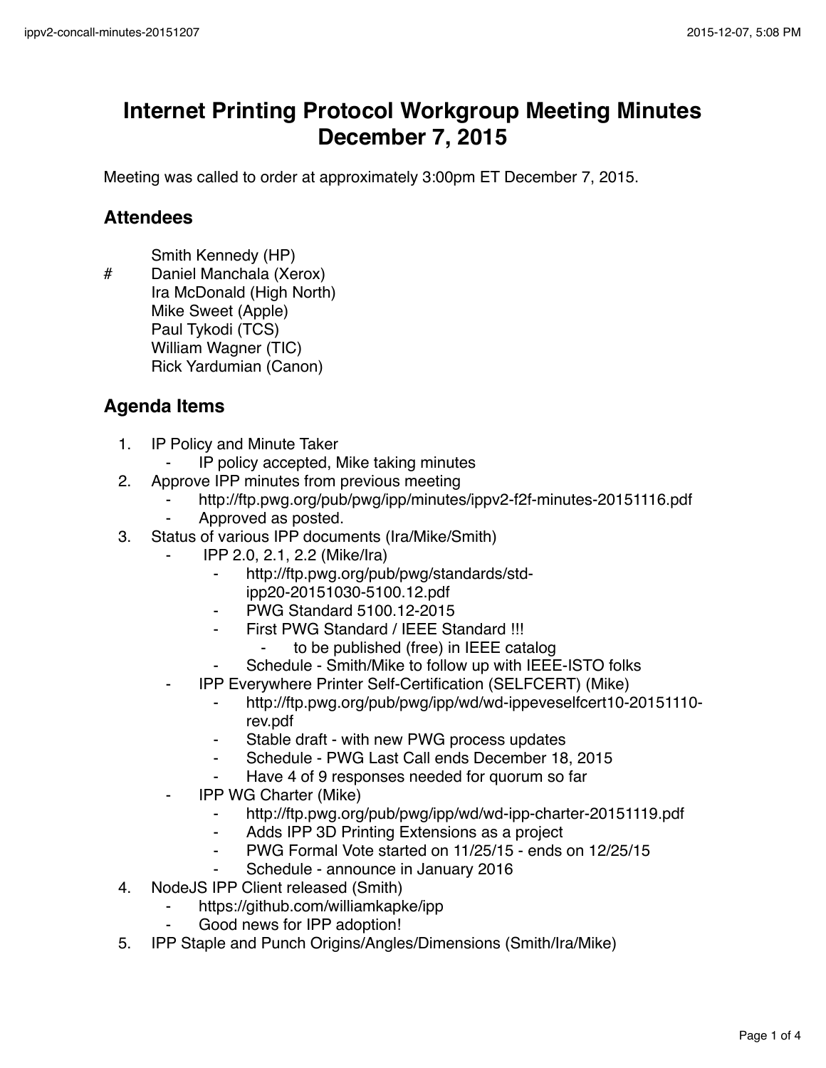# Internet Printing Protocol Workgroup Meeting Minutes December 7, 2015

Meeting was called to order at approximately 3:00pm ET December 7, 2015.

## Attendees

- Smith Kennedy (HP)
- # Daniel Manchala (Xerox)
- Ira McDonald (High North)
- Mike Sweet (Apple)
- Paul Tykodi (TCS)
- William Wagner (TIC)
- Rick Yardumian (Canon)

## Agenda Items

1. IP Policy and Minute Taker
   - IP policy accepted, Mike taking minutes
2. Approve IPP minutes from previous meeting
   - http://ftp.pwg.org/pub/pwg/ipp/minutes/ippv2-f2f-minutes-20151116.pdf
   - Approved as posted.
3. Status of various IPP documents (Ira/Mike/Smith)
   - IPP 2.0, 2.1, 2.2 (Mike/Ira)
     - http://ftp.pwg.org/pub/pwg/standards/std-ipp20-20151030-5100.12.pdf
     - PWG Standard 5100.12-2015
     - First PWG Standard / IEEE Standard !!!
       - to be published (free) in IEEE catalog
     - Schedule - Smith/Mike to follow up with IEEE-ISTO folks
   - IPP Everywhere Printer Self-Certification (SELFCERT) (Mike)
     - http://ftp.pwg.org/pub/pwg/ipp/wd/wd-ippeveselfcert10-20151110-rev.pdf
     - Stable draft - with new PWG process updates
     - Schedule - PWG Last Call ends December 18, 2015
     - Have 4 of 9 responses needed for quorum so far
   - IPP WG Charter (Mike)
     - http://ftp.pwg.org/pub/pwg/ipp/wd/wd-ipp-charter-20151119.pdf
     - Adds IPP 3D Printing Extensions as a project
     - PWG Formal Vote started on 11/25/15 - ends on 12/25/15
     - Schedule - announce in January 2016
4. NodeJS IPP Client released (Smith)
   - https://github.com/williamkapke/ipp
   - Good news for IPP adoption!
5. IPP Staple and Punch Origins/Angles/Dimensions (Smith/Ira/Mike)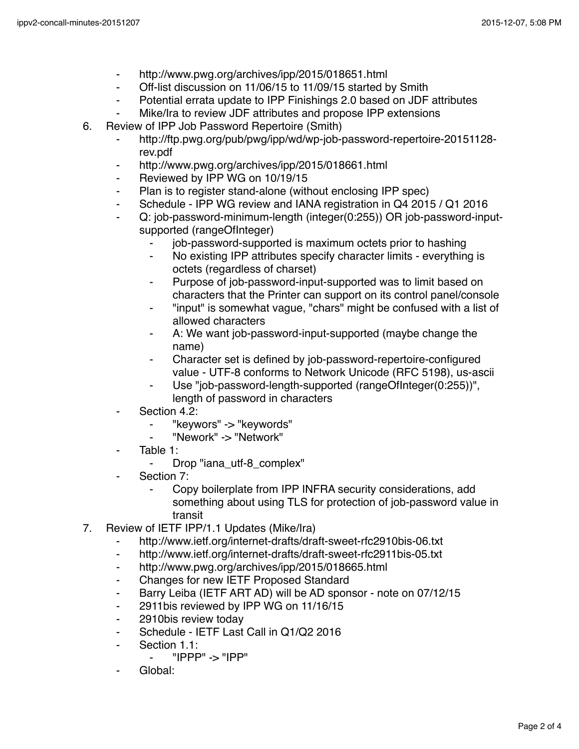- http://www.pwg.org/archives/ipp/2015/018651.html
    - Off-list discussion on 11/06/15 to 11/09/15 started by Smith
    - Potential errata update to IPP Finishings 2.0 based on JDF attributes
    - Mike/Ira to review JDF attributes and propose IPP extensions

6. Review of IPP Job Password Repertoire (Smith)
    - http://ftp.pwg.org/pub/pwg/ipp/wd/wp-job-password-repertoire-20151128-rev.pdf
    - http://www.pwg.org/archives/ipp/2015/018661.html
    - Reviewed by IPP WG on 10/19/15
    - Plan is to register stand-alone (without enclosing IPP spec)
    - Schedule - IPP WG review and IANA registration in Q4 2015 / Q1 2016
    - Q: job-password-minimum-length (integer(0:255)) OR job-password-input-supported (rangeOfInteger)
        - job-password-supported is maximum octets prior to hashing
        - No existing IPP attributes specify character limits - everything is octets (regardless of charset)
        - Purpose of job-password-input-supported was to limit based on characters that the Printer can support on its control panel/console
        - "input" is somewhat vague, "chars" might be confused with a list of allowed characters
        - A: We want job-password-input-supported (maybe change the name)
        - Character set is defined by job-password-repertoire-configured value - UTF-8 conforms to Network Unicode (RFC 5198), us-ascii
        - Use "job-password-length-supported (rangeOfInteger(0:255))", length of password in characters
    - Section 4.2:
        - "keywors" -> "keywords"
        - "Nework" -> "Network"
    - Table 1:
        - Drop "iana_utf-8_complex"
    - Section 7:
        - Copy boilerplate from IPP INFRA security considerations, add something about using TLS for protection of job-password value in transit

7. Review of IETF IPP/1.1 Updates (Mike/Ira)
    - http://www.ietf.org/internet-drafts/draft-sweet-rfc2910bis-06.txt
    - http://www.ietf.org/internet-drafts/draft-sweet-rfc2911bis-05.txt
    - http://www.pwg.org/archives/ipp/2015/018665.html
    - Changes for new IETF Proposed Standard
    - Barry Leiba (IETF ART AD) will be AD sponsor - note on 07/12/15
    - 2911bis reviewed by IPP WG on 11/16/15
    - 2910bis review today
    - Schedule - IETF Last Call in Q1/Q2 2016
    - Section 1.1:
        - "IPPP" -> "IPP"
    - Global: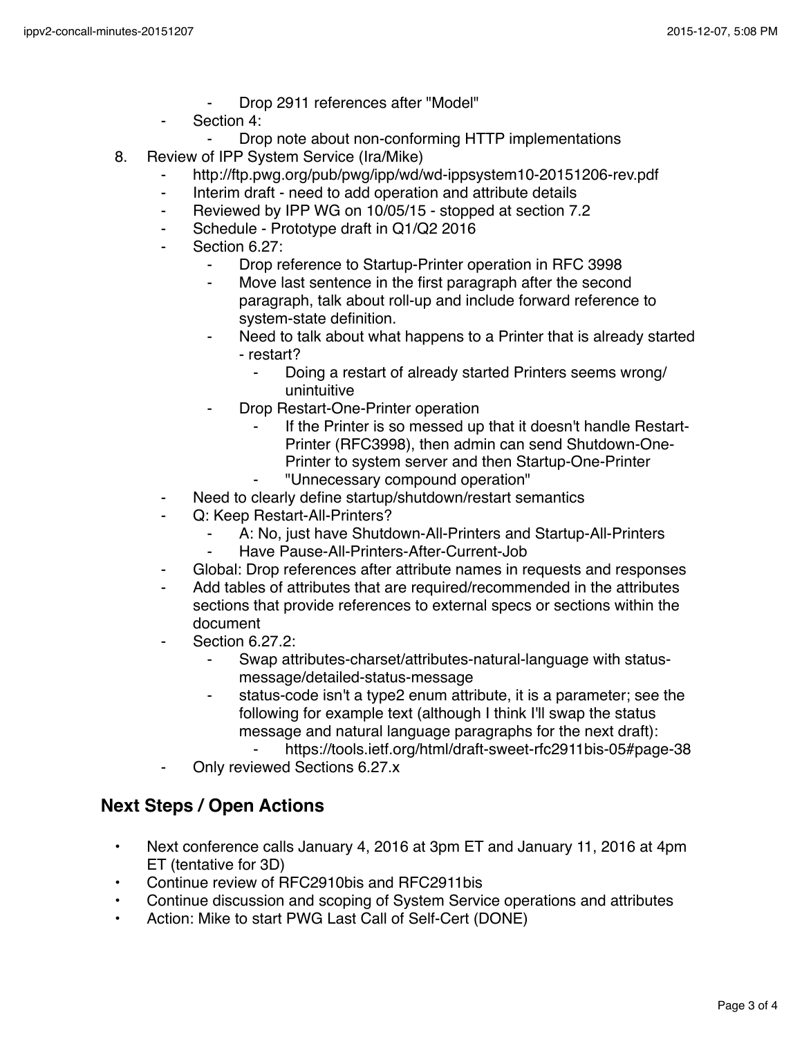- Drop 2911 references after "Model"
    - Section 4:
        - Drop note about non-conforming HTTP implementations

8. Review of IPP System Service (Ira/Mike)
    - http://ftp.pwg.org/pub/pwg/ipp/wd/wd-ippsystem10-20151206-rev.pdf
    - Interim draft - need to add operation and attribute details
    - Reviewed by IPP WG on 10/05/15 - stopped at section 7.2
    - Schedule - Prototype draft in Q1/Q2 2016
    - Section 6.27:
        - Drop reference to Startup-Printer operation in RFC 3998
        - Move last sentence in the first paragraph after the second paragraph, talk about roll-up and include forward reference to system-state definition.
        - Need to talk about what happens to a Printer that is already started - restart?
            - Doing a restart of already started Printers seems wrong/ unintuitive
        - Drop Restart-One-Printer operation
            - If the Printer is so messed up that it doesn't handle Restart-Printer (RFC3998), then admin can send Shutdown-One-Printer to system server and then Startup-One-Printer
            - "Unnecessary compound operation"
    - Need to clearly define startup/shutdown/restart semantics
    - Q: Keep Restart-All-Printers?
        - A: No, just have Shutdown-All-Printers and Startup-All-Printers
        - Have Pause-All-Printers-After-Current-Job
    - Global: Drop references after attribute names in requests and responses
    - Add tables of attributes that are required/recommended in the attributes sections that provide references to external specs or sections within the document
    - Section 6.27.2:
        - Swap attributes-charset/attributes-natural-language with status-message/detailed-status-message
        - status-code isn't a type2 enum attribute, it is a parameter; see the following for example text (although I think I'll swap the status message and natural language paragraphs for the next draft):
            - https://tools.ietf.org/html/draft-sweet-rfc2911bis-05#page-38
    - Only reviewed Sections 6.27.x

## Next Steps / Open Actions

- Next conference calls January 4, 2016 at 3pm ET and January 11, 2016 at 4pm ET (tentative for 3D)
- Continue review of RFC2910bis and RFC2911bis
- Continue discussion and scoping of System Service operations and attributes
- Action: Mike to start PWG Last Call of Self-Cert (DONE)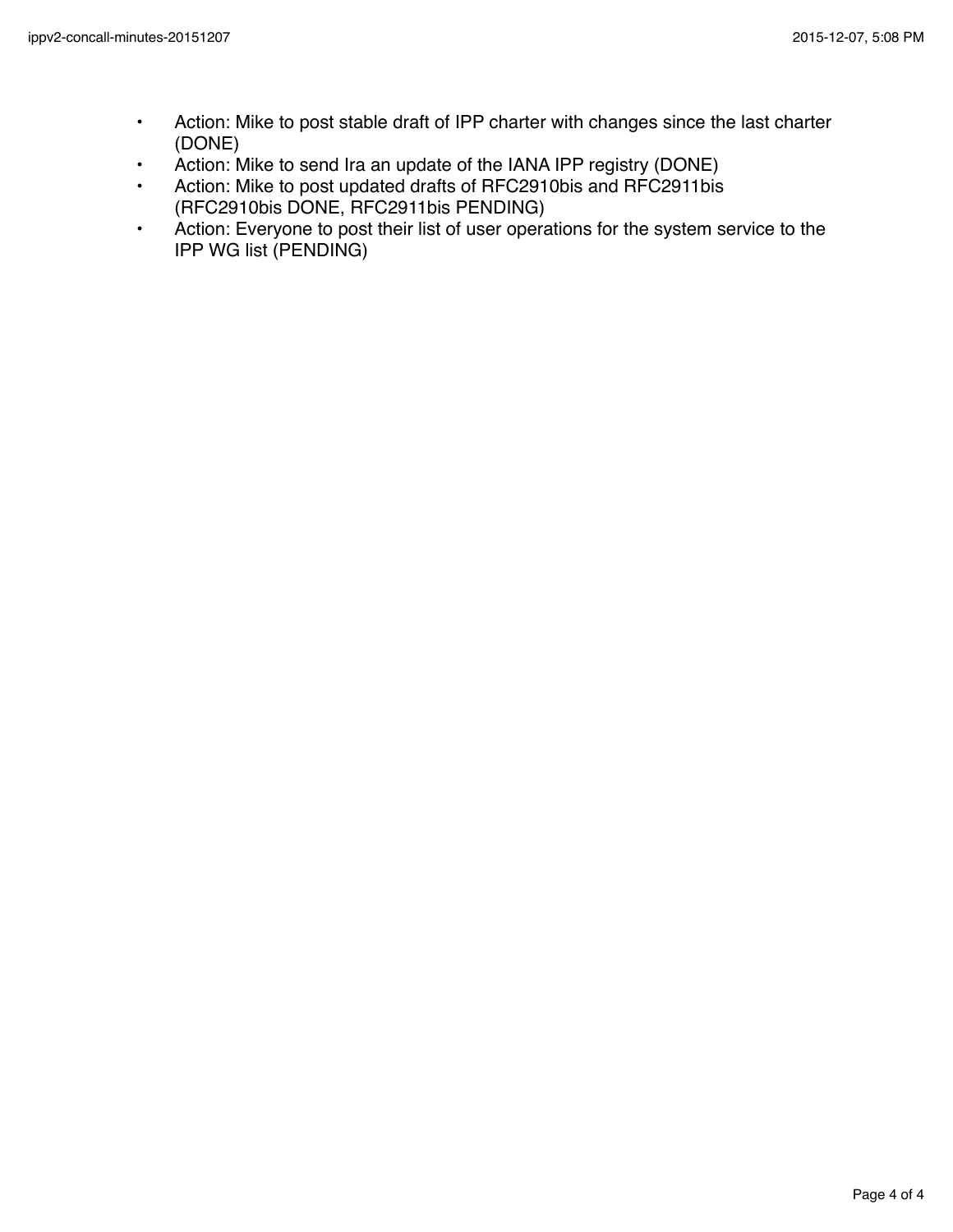- Action: Mike to post stable draft of IPP charter with changes since the last charter (DONE)
- Action: Mike to send Ira an update of the IANA IPP registry (DONE)
- Action: Mike to post updated drafts of RFC2910bis and RFC2911bis (RFC2910bis DONE, RFC2911bis PENDING)
- Action: Everyone to post their list of user operations for the system service to the IPP WG list (PENDING)